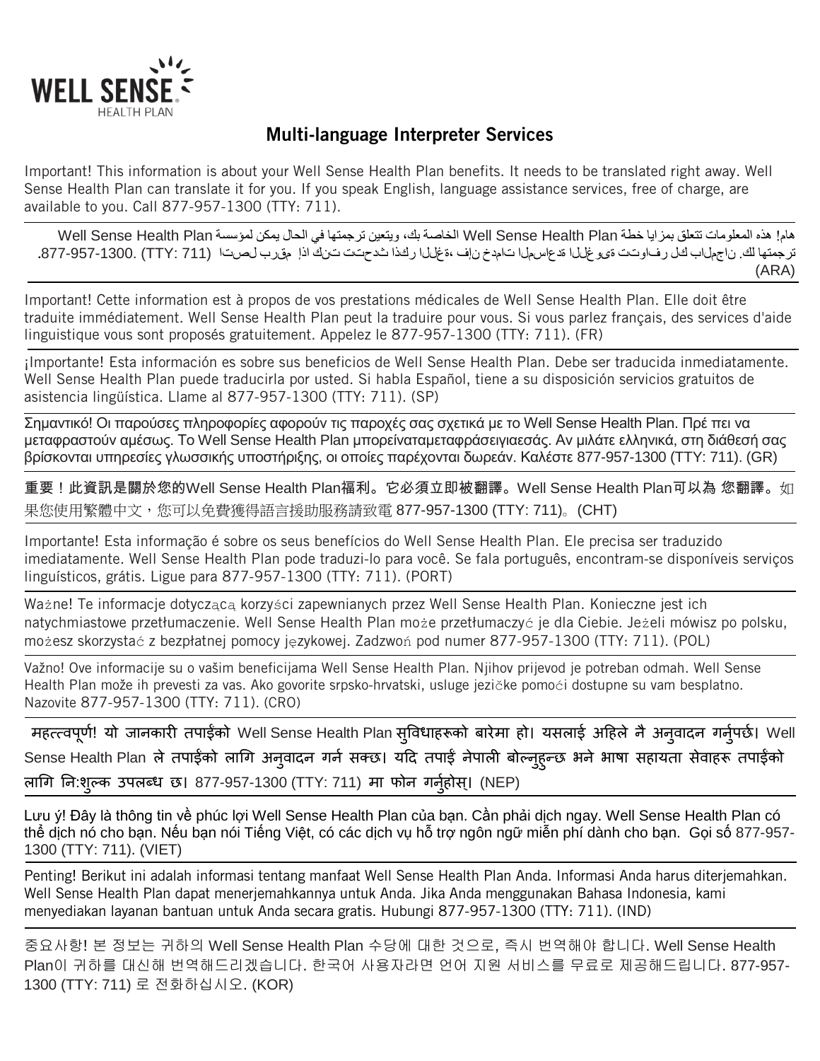WELL SENSE HEALTH PLAN

## Multi-language Interpreter Services

Important! This information is about your Well Sense Health Plan benefits. It needs to be translated right away. Well Sense Health Plan can translate it for you. If you speak English, language assistance services, free of charge, are available to you. Call 877-957-1300 (TTY: 711).

هام! هذه المعلومات تتعلق بمزايا خطة Well Sense Health Plan الخاصة بك، ويتعين ترجمتها في الحال يمكن لمؤسسة Well Sense Health Plan ترجمتها لك. إذا كنت تتحدث العربية، فإن خدمات المساعدة اللغوية تتوافر لك بالمجان. اتصل برقم 877-957-1300. (TTY: 711) (ARA)

Important! Cette information est à propos de vos prestations médicales de Well Sense Health Plan. Elle doit être traduite immédiatement. Well Sense Health Plan peut la traduire pour vous. Si vous parlez français, des services d'aide linguistique vous sont proposés gratuitement. Appelez le 877-957-1300 (TTY: 711). (FR)

¡Importante! Esta información es sobre sus beneficios de Well Sense Health Plan. Debe ser traducida inmediatamente. Well Sense Health Plan puede traducirla por usted. Si habla Español, tiene a su disposición servicios gratuitos de asistencia lingüística. Llame al 877-957-1300 (TTY: 711). (SP)

Σημαντικό! Οι παρούσες πληροφορίες αφορούν τις παροχές σας σχετικά με το Well Sense Health Plan. Πρέ πει να μεταφραστούν αμέσως. To Well Sense Health Plan μπορείναταμεταφράσειγιαεσάς. Αν μιλάτε ελληνικά, στη διάθεσή σας βρίσκονται υπηρεσίες γλωσσικής υποστήριξης, οι οποίες παρέχονται δωρεάν. Καλέστε 877-957-1300 (TTY: 711). (GR)

**重要！此資訊是關於您的Well Sense Health Plan福利。它必須立即被翻譯。Well Sense Health Plan可以為 您翻譯。**如果您使用繁體中文，您可以免費獲得語言援助服務請致電 877-957-1300 (TTY: 711)。(CHT)

Importante! Esta informação é sobre os seus benefícios do Well Sense Health Plan. Ele precisa ser traduzido imediatamente. Well Sense Health Plan pode traduzi-lo para você. Se fala português, encontram-se disponíveis serviços linguísticos, grátis. Ligue para 877-957-1300 (TTY: 711). (PORT)

Ważne! Te informacje dotyczącą korzyści zapewnianych przez Well Sense Health Plan. Konieczne jest ich natychmiastowe przetłumaczenie. Well Sense Health Plan może przetłumaczyć je dla Ciebie. Jeżeli mówisz po polsku, możesz skorzystać z bezpłatnej pomocy językowej. Zadzwoń pod numer 877-957-1300 (TTY: 711). (POL)

Važno! Ove informacije su o vašim beneficijama Well Sense Health Plan. Njihov prijevod je potreban odmah. Well Sense Health Plan može ih prevesti za vas. Ako govorite srpsko-hrvatski, usluge jezičke pomoći dostupne su vam besplatno. Nazovite 877-957-1300 (TTY: 711). (CRO)

**महत्त्वपूर्ण! यो जानकारी तपाईंको** Well Sense Health Plan **सुविधाहरूको बारेमा हो। यसलाई अहिले नै अनुवादन गर्नुपर्छ।** Well Sense Health Plan **ले तपाईंको लागि अनुवादन गर्न सक्छ। यदि तपाई नेपाली बोल्नुहुन्छ भने भाषा सहायता सेवाहरू तपाईंको लागि नि:शुल्क उपलब्ध छ।** 877-957-1300 (TTY: 711) **मा फोन गर्नुहोस्।** (NEP)

Lưu ý! Đây là thông tin về phúc lợi Well Sense Health Plan của bạn. Cần phải dịch ngay. Well Sense Health Plan có thể dịch nó cho bạn. Nếu bạn nói Tiếng Việt, có các dịch vụ hỗ trợ ngôn ngữ miễn phí dành cho bạn. Gọi số 877-957-1300 (TTY: 711). (VIET)

Penting! Berikut ini adalah informasi tentang manfaat Well Sense Health Plan Anda. Informasi Anda harus diterjemahkan. Well Sense Health Plan dapat menerjemahkannya untuk Anda. Jika Anda menggunakan Bahasa Indonesia, kami menyediakan layanan bantuan untuk Anda secara gratis. Hubungi 877-957-1300 (TTY: 711). (IND)

중요사항! 본 정보는 귀하의 Well Sense Health Plan 수당에 대한 것으로, 즉시 번역해야 합니다. Well Sense Health Plan이 귀하를 대신해 번역해드리겠습니다. 한국어 사용자라면 언어 지원 서비스를 무료로 제공해드립니다. 877-957-1300 (TTY: 711) 로 전화하십시오. (KOR)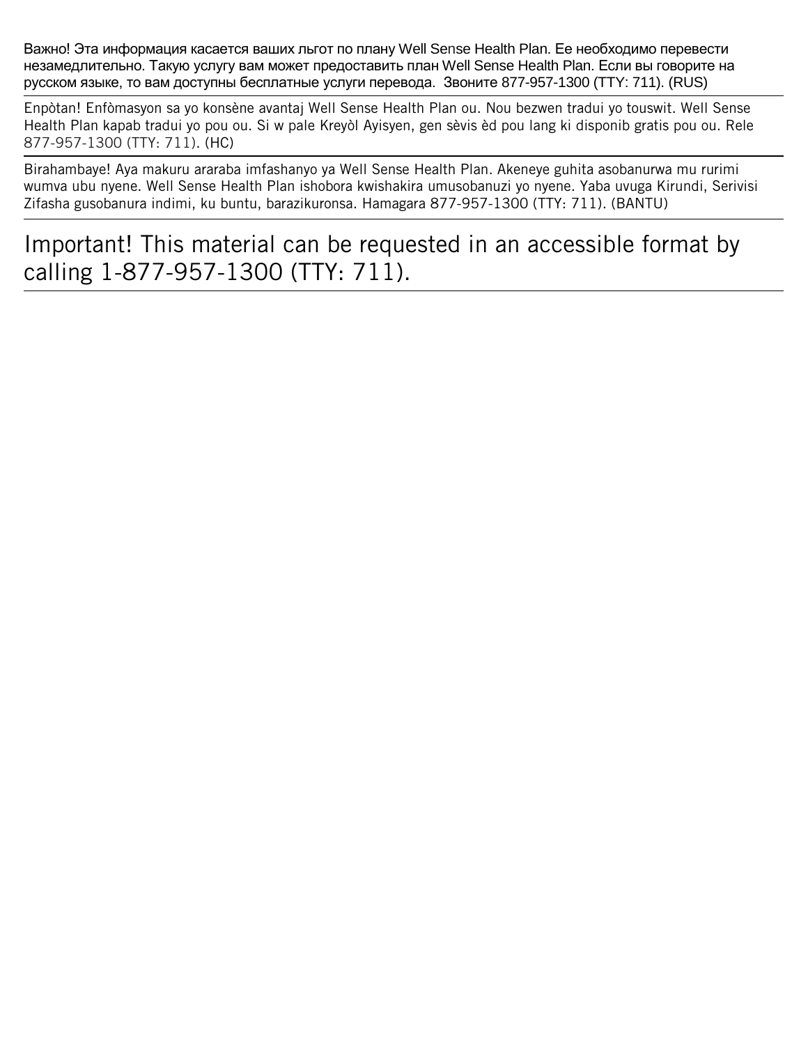Важно! Эта информация касается ваших льгот по плану Well Sense Health Plan. Ее необходимо перевести незамедлительно. Такую услугу вам может предоставить план Well Sense Health Plan. Если вы говорите на русском языке, то вам доступны бесплатные услуги перевода. Звоните 877-957-1300 (TTY: 711). (RUS)

---

Enpòtan! Enfòmasyon sa yo konsène avantaj Well Sense Health Plan ou. Nou bezwen tradui yo touswit. Well Sense Health Plan kapab tradui yo pou ou. Si w pale Kreyòl Ayisyen, gen sèvis èd pou lang ki disponib gratis pou ou. Rele 877-957-1300 (TTY: 711). (HC)

---

Birahambaye! Aya makuru araraba imfashanyo ya Well Sense Health Plan. Akeneye guhita asobanurwa mu rurimi wumva ubu nyene. Well Sense Health Plan ishobora kwishakira umusobanuzi yo nyene. Yaba uvuga Kirundi, Serivisi Zifasha gusobanura indimi, ku buntu, barazikuronsa. Hamagara 877-957-1300 (TTY: 711). (BANTU)

---

Important! This material can be requested in an accessible format by calling 1-877-957-1300 (TTY: 711).

---